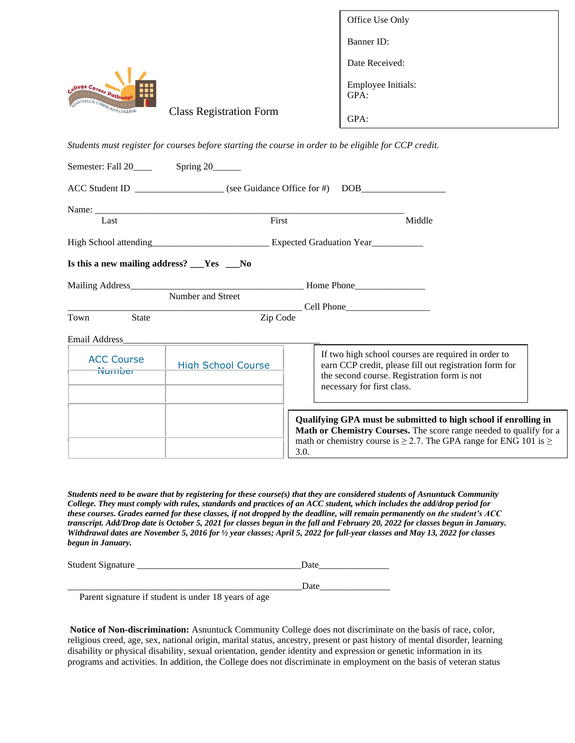Office Use Only

Banner ID:

Date Received:

Employee Initials:
GPA:

GPA:

College Career Pathways
Asnuntuck Community College

# Class Registration Form

*Students must register for courses before starting the course in order to be eligible for CCP credit.*

Semester: Fall 20____ Spring 20______

ACC Student ID __________________ (see Guidance Office for #) DOB__________________

Name: ________________________________________________________________
Last First Middle

High School attending_________________________ Expected Graduation Year___________

**Is this a new mailing address? ___Yes ___No**

Mailing Address____________________________________ Home Phone_______________
Number and Street

________________________________________________ Cell Phone__________________
Town State Zip Code

Email Address________________________________________

| ACC Course Number | High School Course |
|---|---|
| | |
| | |
| | |
| | |

If two high school courses are required in order to earn CCP credit, please fill out registration form for the second course. Registration form is not necessary for first class.

**Qualifying GPA must be submitted to high school if enrolling in Math or Chemistry Courses.** The score range needed to qualify for a math or chemistry course is ≥ 2.7. The GPA range for ENG 101 is ≥ 3.0.

***Students need to be aware that by registering for these course(s) that they are considered students of Asnuntuck Community College. They must comply with rules, standards and practices of an ACC student, which includes the add/drop period for these courses. Grades earned for these classes, if not dropped by the deadline, will remain permanently on the student's ACC transcript. Add/Drop date is October 5, 2021 for classes begun in the fall and February 20, 2022 for classes begun in January. Withdrawal dates are November 5, 2016 for ½ year classes; April 5, 2022 for full-year classes and May 13, 2022 for classes begun in January.***

Student Signature __________________________________Date_______________

_______________________________________________Date_______________
Parent signature if student is under 18 years of age

**Notice of Non-discrimination:** Asnuntuck Community College does not discriminate on the basis of race, color, religious creed, age, sex, national origin, marital status, ancestry, present or past history of mental disorder, learning disability or physical disability, sexual orientation, gender identity and expression or genetic information in its programs and activities. In addition, the College does not discriminate in employment on the basis of veteran status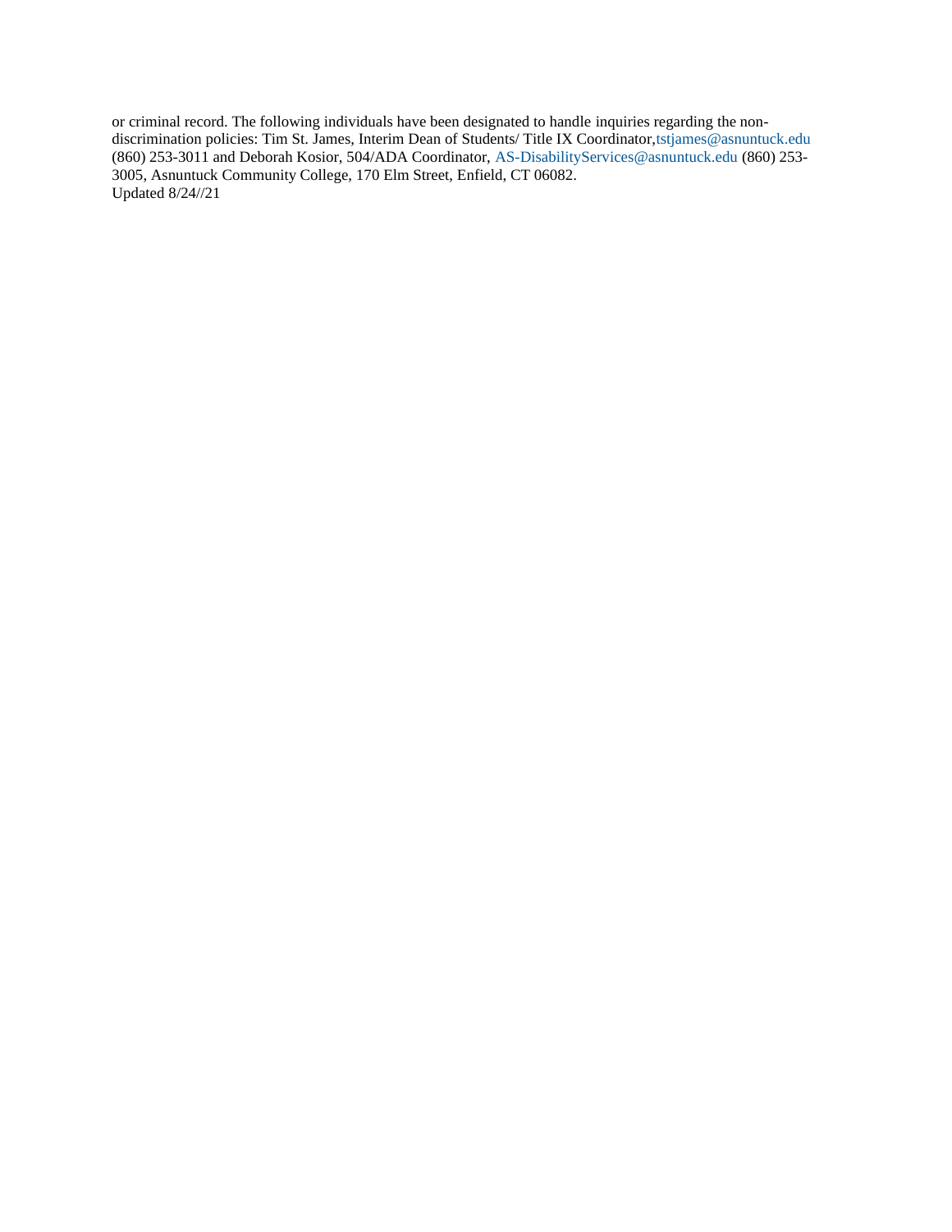or criminal record. The following individuals have been designated to handle inquiries regarding the non-discrimination policies: Tim St. James, Interim Dean of Students/ Title IX Coordinator,tstjames@asnuntuck.edu (860) 253-3011 and Deborah Kosior, 504/ADA Coordinator, AS-DisabilityServices@asnuntuck.edu (860) 253-3005, Asnuntuck Community College, 170 Elm Street, Enfield, CT 06082.
Updated 8/24//21